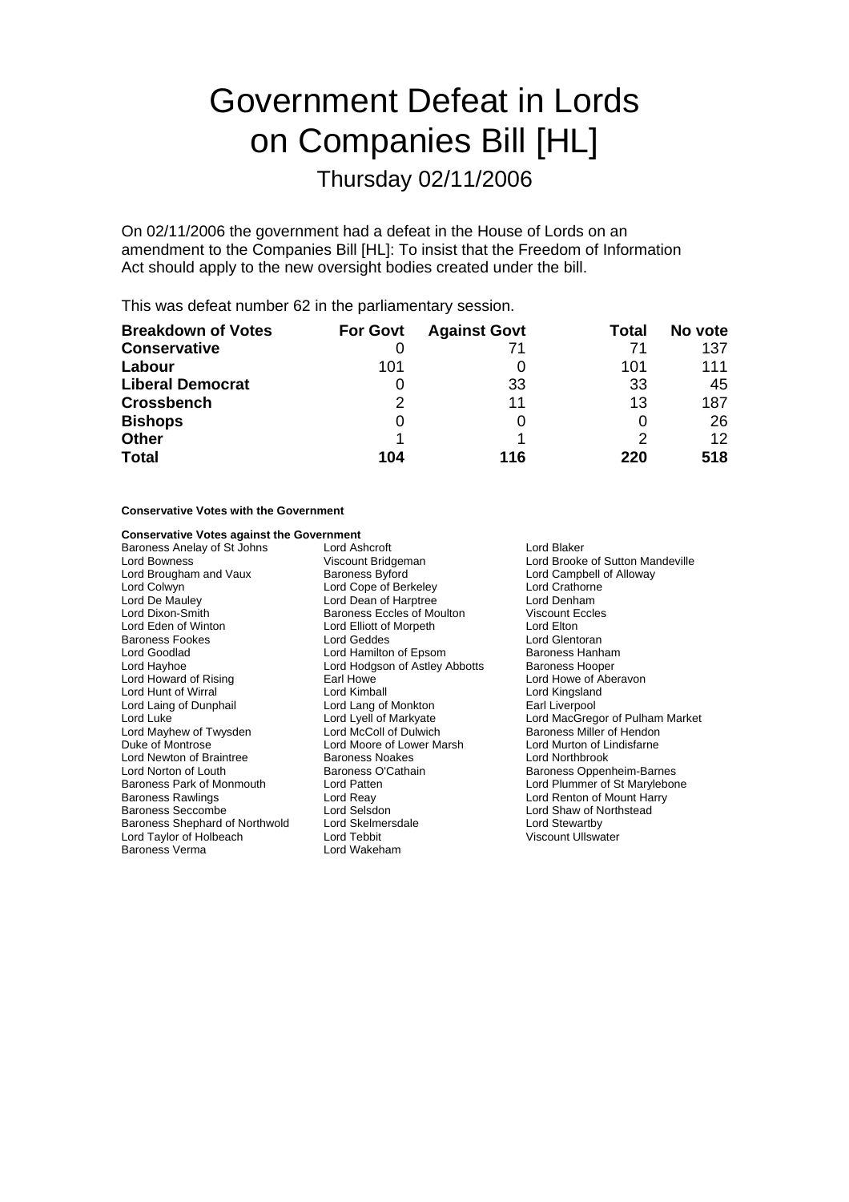# Government Defeat in Lords on Companies Bill [HL]

## Thursday 02/11/2006

On 02/11/2006 the government had a defeat in the House of Lords on an amendment to the Companies Bill [HL]: To insist that the Freedom of Information Act should apply to the new oversight bodies created under the bill.

This was defeat number 62 in the parliamentary session.

| Breakdown of Votes | For Govt | Against Govt | Total | No vote |
|---|---|---|---|---|
| **Conservative** | 0 | 71 | 71 | 137 |
| **Labour** | 101 | 0 | 101 | 111 |
| **Liberal Democrat** | 0 | 33 | 33 | 45 |
| **Crossbench** | 2 | 11 | 13 | 187 |
| **Bishops** | 0 | 0 | 0 | 26 |
| **Other** | 1 | 1 | 2 | 12 |
| **Total** | **104** | **116** | **220** | **518** |

**Conservative Votes with the Government**

**Conservative Votes against the Government**

Baroness Anelay of St Johns
Lord Ashcroft
Lord Blaker
Lord Bowness
Viscount Bridgeman
Lord Brooke of Sutton Mandeville
Lord Brougham and Vaux
Baroness Byford
Lord Campbell of Alloway
Lord Colwyn
Lord Cope of Berkeley
Lord Crathorne
Lord De Mauley
Lord Dean of Harptree
Lord Denham
Lord Dixon-Smith
Baroness Eccles of Moulton
Viscount Eccles
Lord Eden of Winton
Lord Elliott of Morpeth
Lord Elton
Baroness Fookes
Lord Geddes
Lord Glentoran
Lord Goodlad
Lord Hamilton of Epsom
Baroness Hanham
Lord Hayhoe
Lord Hodgson of Astley Abbotts
Baroness Hooper
Lord Howard of Rising
Earl Howe
Lord Howe of Aberavon
Lord Hunt of Wirral
Lord Kimball
Lord Kingsland
Lord Laing of Dunphail
Lord Lang of Monkton
Earl Liverpool
Lord Luke
Lord Lyell of Markyate
Lord MacGregor of Pulham Market
Lord Mayhew of Twysden
Lord McColl of Dulwich
Baroness Miller of Hendon
Duke of Montrose
Lord Moore of Lower Marsh
Lord Murton of Lindisfarne
Lord Newton of Braintree
Baroness Noakes
Lord Northbrook
Lord Norton of Louth
Baroness O'Cathain
Baroness Oppenheim-Barnes
Baroness Park of Monmouth
Lord Patten
Lord Plummer of St Marylebone
Baroness Rawlings
Lord Reay
Lord Renton of Mount Harry
Baroness Seccombe
Lord Selsdon
Lord Shaw of Northstead
Baroness Shephard of Northwold
Lord Skelmersdale
Lord Stewartby
Lord Taylor of Holbeach
Lord Tebbit
Viscount Ullswater
Baroness Verma
Lord Wakeham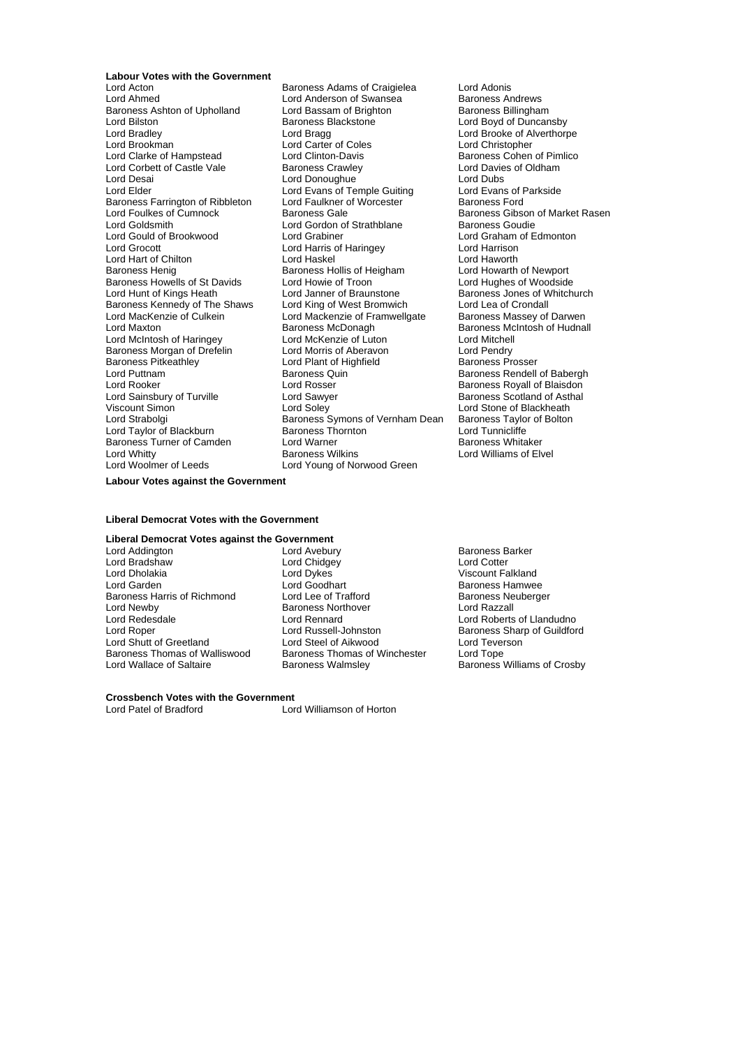**Labour Votes with the Government**

Lord Acton
Baroness Adams of Craigielea
Lord Adonis
Lord Ahmed
Lord Anderson of Swansea
Baroness Andrews
Baroness Ashton of Upholland
Lord Bassam of Brighton
Baroness Billingham
Lord Bilston
Baroness Blackstone
Lord Boyd of Duncansby
Lord Bradley
Lord Bragg
Lord Brooke of Alverthorpe
Lord Brookman
Lord Carter of Coles
Lord Christopher
Lord Clarke of Hampstead
Lord Clinton-Davis
Baroness Cohen of Pimlico
Lord Corbett of Castle Vale
Baroness Crawley
Lord Davies of Oldham
Lord Desai
Lord Donoughue
Lord Dubs
Lord Elder
Lord Evans of Temple Guiting
Lord Evans of Parkside
Baroness Farrington of Ribbleton
Lord Faulkner of Worcester
Baroness Ford
Lord Foulkes of Cumnock
Baroness Gale
Baroness Gibson of Market Rasen
Lord Goldsmith
Lord Gordon of Strathblane
Baroness Goudie
Lord Gould of Brookwood
Lord Grabiner
Lord Graham of Edmonton
Lord Grocott
Lord Harris of Haringey
Lord Harrison
Lord Hart of Chilton
Lord Haskel
Lord Haworth
Baroness Henig
Baroness Hollis of Heigham
Lord Howarth of Newport
Baroness Howells of St Davids
Lord Howie of Troon
Lord Hughes of Woodside
Lord Hunt of Kings Heath
Lord Janner of Braunstone
Baroness Jones of Whitchurch
Baroness Kennedy of The Shaws
Lord King of West Bromwich
Lord Lea of Crondall
Lord MacKenzie of Culkein
Lord Mackenzie of Framwellgate
Baroness Massey of Darwen
Lord Maxton
Baroness McDonagh
Baroness McIntosh of Hudnall
Lord McIntosh of Haringey
Lord McKenzie of Luton
Lord Mitchell
Baroness Morgan of Drefelin
Lord Morris of Aberavon
Lord Pendry
Baroness Pitkeathley
Lord Plant of Highfield
Baroness Prosser
Lord Puttnam
Baroness Quin
Baroness Rendell of Babergh
Lord Rooker
Lord Rosser
Baroness Royall of Blaisdon
Lord Sainsbury of Turville
Lord Sawyer
Baroness Scotland of Asthal
Viscount Simon
Lord Soley
Lord Stone of Blackheath
Lord Strabolgi
Baroness Symons of Vernham Dean
Baroness Taylor of Bolton
Lord Taylor of Blackburn
Baroness Thornton
Lord Tunnicliffe
Baroness Turner of Camden
Lord Warner
Baroness Whitaker
Lord Whitty
Baroness Wilkins
Lord Williams of Elvel
Lord Woolmer of Leeds
Lord Young of Norwood Green

**Labour Votes against the Government**

**Liberal Democrat Votes with the Government**

**Liberal Democrat Votes against the Government**

Lord Addington
Lord Avebury
Baroness Barker
Lord Bradshaw
Lord Chidgey
Lord Cotter
Lord Dholakia
Lord Dykes
Viscount Falkland
Lord Garden
Lord Goodhart
Baroness Hamwee
Baroness Harris of Richmond
Lord Lee of Trafford
Baroness Neuberger
Lord Newby
Baroness Northover
Lord Razzall
Lord Redesdale
Lord Rennard
Lord Roberts of Llandudno
Lord Roper
Lord Russell-Johnston
Baroness Sharp of Guildford
Lord Shutt of Greetland
Lord Steel of Aikwood
Lord Teverson
Baroness Thomas of Walliswood
Baroness Thomas of Winchester
Lord Tope
Lord Wallace of Saltaire
Baroness Walmsley
Baroness Williams of Crosby

**Crossbench Votes with the Government**

Lord Patel of Bradford
Lord Williamson of Horton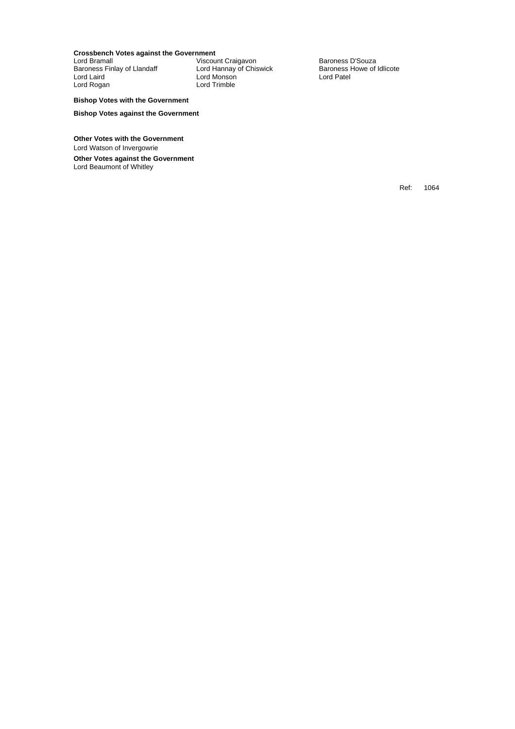**Crossbench Votes against the Government**

Lord Bramall
Baroness Finlay of Llandaff
Lord Laird
Lord Rogan
Viscount Craigavon
Lord Hannay of Chiswick
Lord Monson
Lord Trimble
Baroness D'Souza
Baroness Howe of Idlicote
Lord Patel

**Bishop Votes with the Government**

**Bishop Votes against the Government**

**Other Votes with the Government**

Lord Watson of Invergowrie

**Other Votes against the Government**

Lord Beaumont of Whitley

Ref: 1064